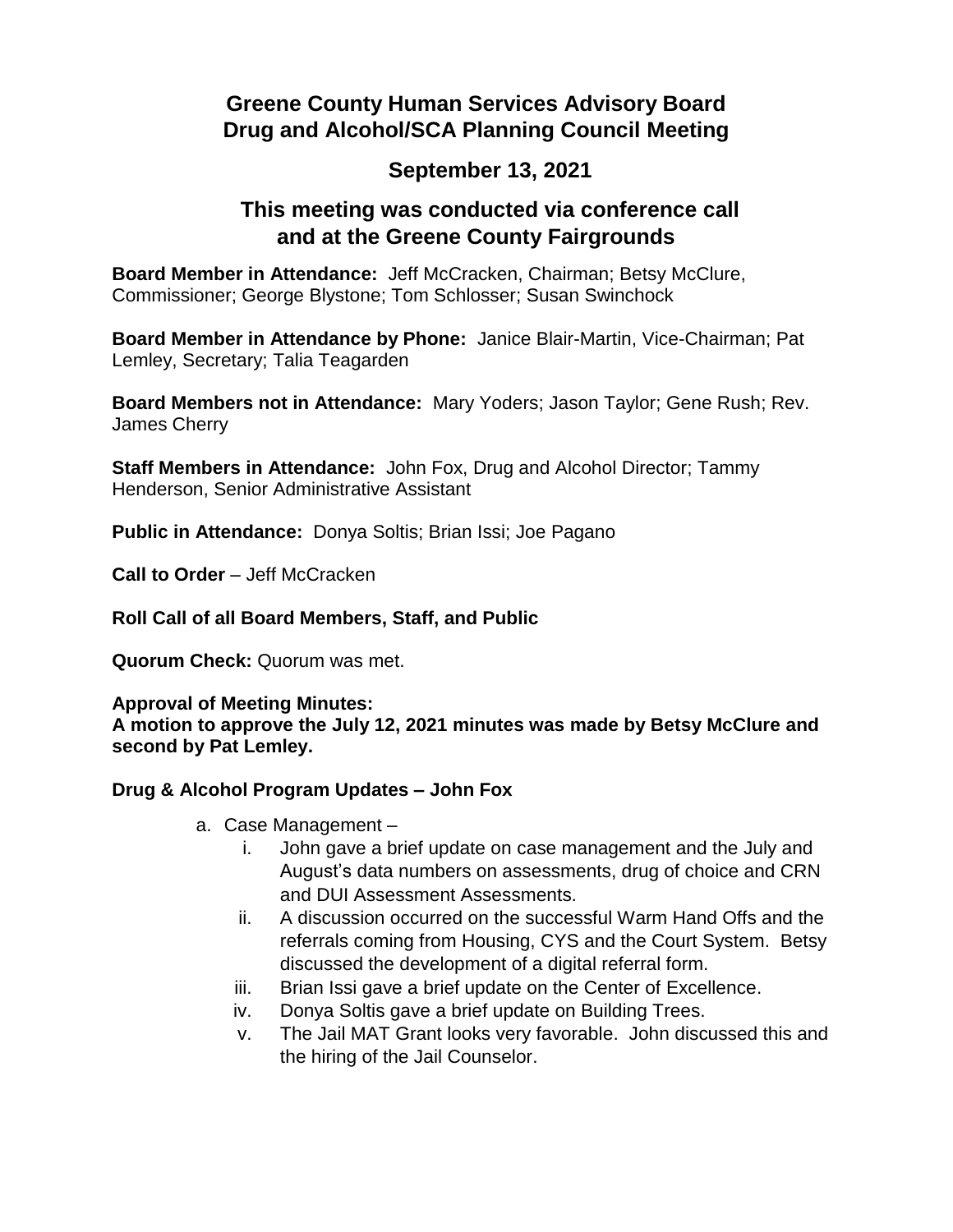# Greene County Human Services Advisory Board
# Drug and Alcohol/SCA Planning Council Meeting

## September 13, 2021

## This meeting was conducted via conference call and at the Greene County Fairgrounds

**Board Member in Attendance:** Jeff McCracken, Chairman; Betsy McClure, Commissioner; George Blystone; Tom Schlosser; Susan Swinchock

**Board Member in Attendance by Phone:** Janice Blair-Martin, Vice-Chairman; Pat Lemley, Secretary; Talia Teagarden

**Board Members not in Attendance:** Mary Yoders; Jason Taylor; Gene Rush; Rev. James Cherry

**Staff Members in Attendance:** John Fox, Drug and Alcohol Director; Tammy Henderson, Senior Administrative Assistant

**Public in Attendance:** Donya Soltis; Brian Issi; Joe Pagano

**Call to Order** – Jeff McCracken

**Roll Call of all Board Members, Staff, and Public**

**Quorum Check:** Quorum was met.

**Approval of Meeting Minutes:**
**A motion to approve the July 12, 2021 minutes was made by Betsy McClure and second by Pat Lemley.**

**Drug & Alcohol Program Updates – John Fox**

a. Case Management –
   i. John gave a brief update on case management and the July and August's data numbers on assessments, drug of choice and CRN and DUI Assessment Assessments.
   ii. A discussion occurred on the successful Warm Hand Offs and the referrals coming from Housing, CYS and the Court System. Betsy discussed the development of a digital referral form.
   iii. Brian Issi gave a brief update on the Center of Excellence.
   iv. Donya Soltis gave a brief update on Building Trees.
   v. The Jail MAT Grant looks very favorable. John discussed this and the hiring of the Jail Counselor.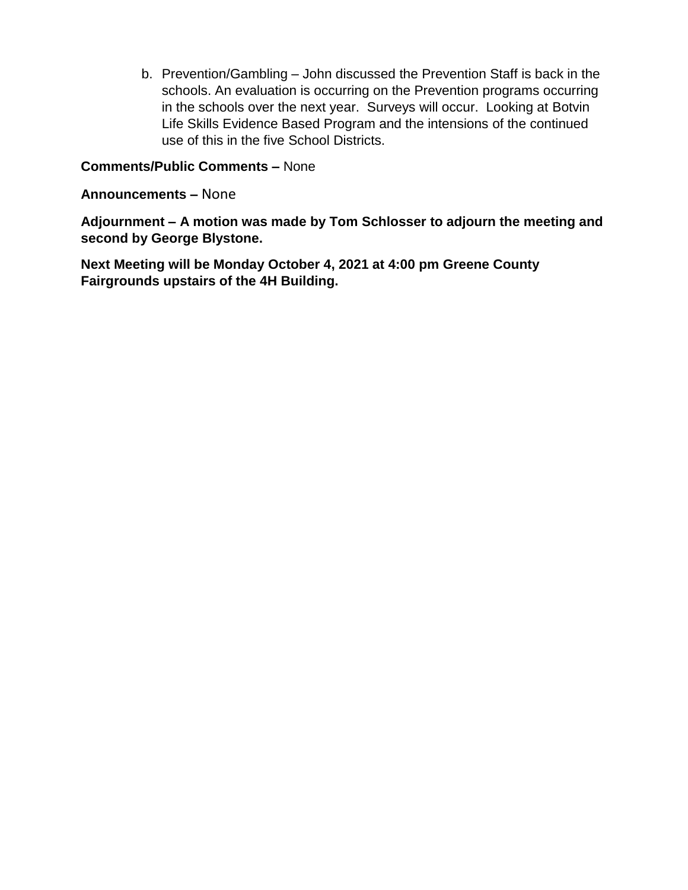b. Prevention/Gambling – John discussed the Prevention Staff is back in the schools. An evaluation is occurring on the Prevention programs occurring in the schools over the next year. Surveys will occur. Looking at Botvin Life Skills Evidence Based Program and the intensions of the continued use of this in the five School Districts.

**Comments/Public Comments –** None

**Announcements –** None

**Adjournment – A motion was made by Tom Schlosser to adjourn the meeting and second by George Blystone.**

**Next Meeting will be Monday October 4, 2021 at 4:00 pm Greene County Fairgrounds upstairs of the 4H Building.**